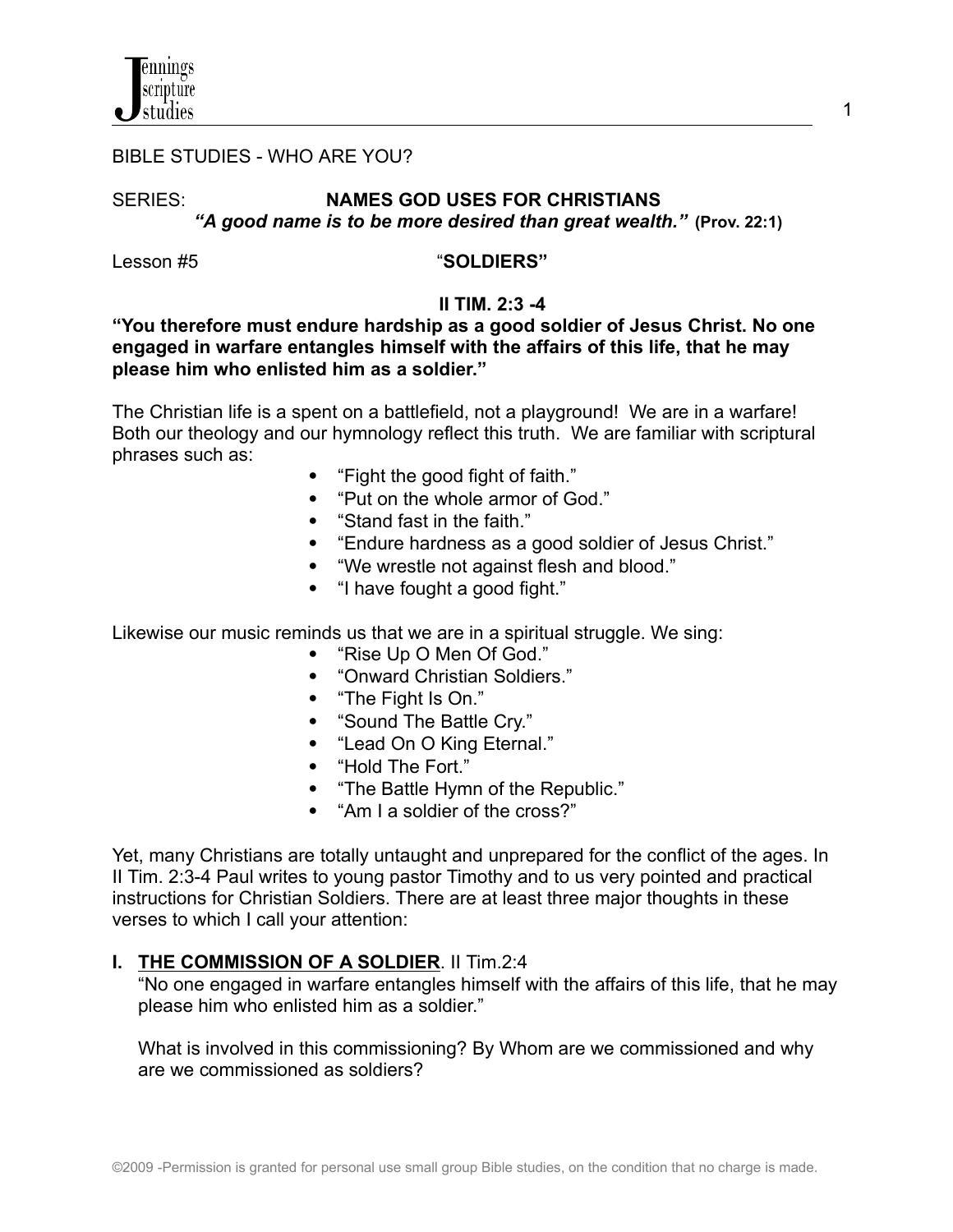BIBLE STUDIES - WHO ARE YOU?

SERIES: **NAMES GOD USES FOR CHRISTIANS**

***"A good name is to be more desired than great wealth."*** **(Prov. 22:1)**

Lesson #5 "**SOLDIERS"**

**II TIM. 2:3 -4**

**"You therefore must endure hardship as a good soldier of Jesus Christ. No one engaged in warfare entangles himself with the affairs of this life, that he may please him who enlisted him as a soldier."**

The Christian life is a spent on a battlefield, not a playground! We are in a warfare! Both our theology and our hymnology reflect this truth. We are familiar with scriptural phrases such as:

- "Fight the good fight of faith."
- "Put on the whole armor of God."
- "Stand fast in the faith."
- "Endure hardness as a good soldier of Jesus Christ."
- "We wrestle not against flesh and blood."
- "I have fought a good fight."

Likewise our music reminds us that we are in a spiritual struggle. We sing:

- "Rise Up O Men Of God."
- "Onward Christian Soldiers."
- "The Fight Is On."
- "Sound The Battle Cry."
- "Lead On O King Eternal."
- "Hold The Fort."
- "The Battle Hymn of the Republic."
- "Am I a soldier of the cross?"

Yet, many Christians are totally untaught and unprepared for the conflict of the ages. In II Tim. 2:3-4 Paul writes to young pastor Timothy and to us very pointed and practical instructions for Christian Soldiers. There are at least three major thoughts in these verses to which I call your attention:

**I. <u>THE COMMISSION OF A SOLDIER</u>**. II Tim.2:4

"No one engaged in warfare entangles himself with the affairs of this life, that he may please him who enlisted him as a soldier."

What is involved in this commissioning? By Whom are we commissioned and why are we commissioned as soldiers?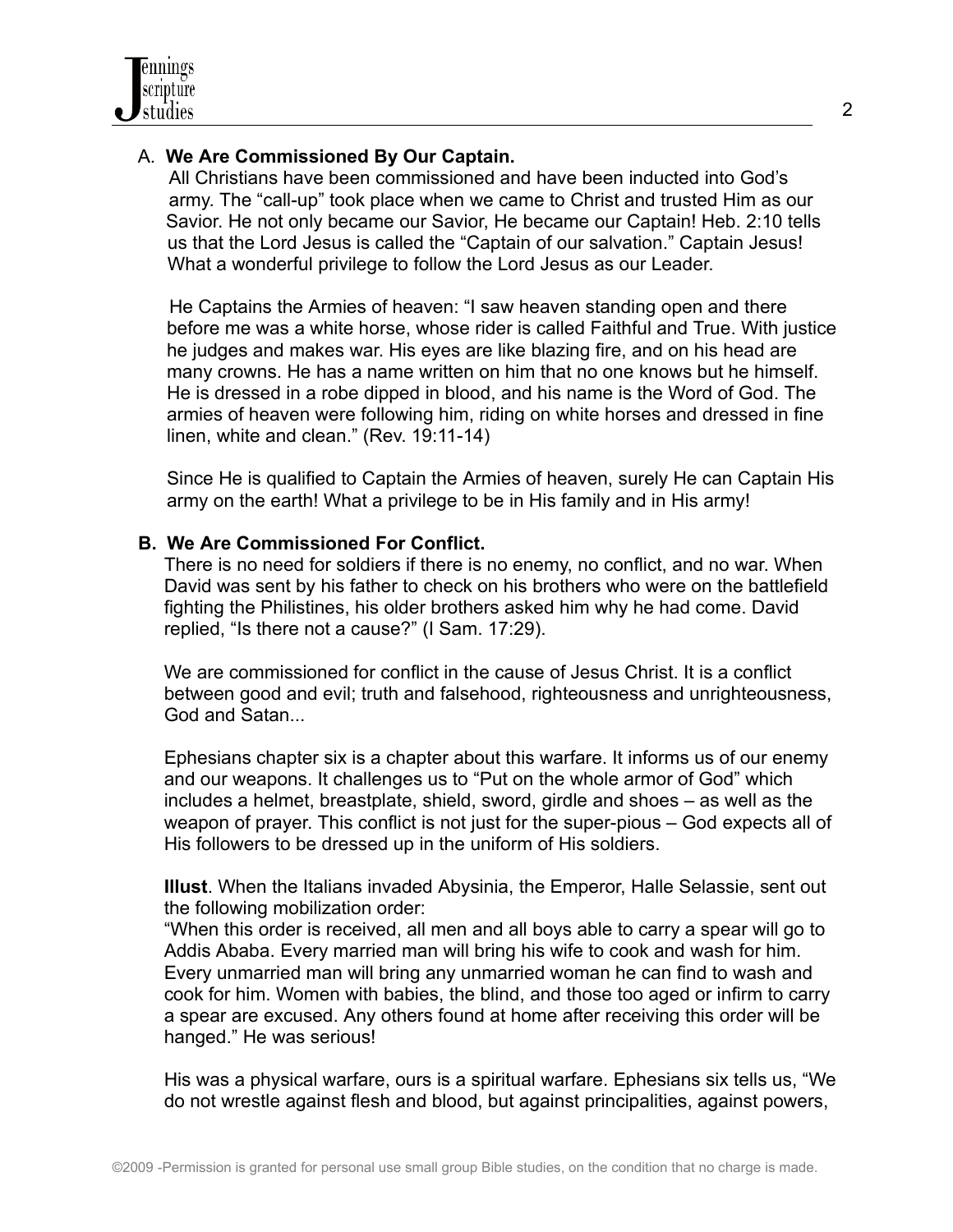A. **We Are Commissioned By Our Captain.**

All Christians have been commissioned and have been inducted into God's army. The "call-up" took place when we came to Christ and trusted Him as our Savior. He not only became our Savior, He became our Captain! Heb. 2:10 tells us that the Lord Jesus is called the "Captain of our salvation." Captain Jesus! What a wonderful privilege to follow the Lord Jesus as our Leader.

He Captains the Armies of heaven: "I saw heaven standing open and there before me was a white horse, whose rider is called Faithful and True. With justice he judges and makes war. His eyes are like blazing fire, and on his head are many crowns. He has a name written on him that no one knows but he himself. He is dressed in a robe dipped in blood, and his name is the Word of God. The armies of heaven were following him, riding on white horses and dressed in fine linen, white and clean." (Rev. 19:11-14)

Since He is qualified to Captain the Armies of heaven, surely He can Captain His army on the earth! What a privilege to be in His family and in His army!

**B. We Are Commissioned For Conflict.**

There is no need for soldiers if there is no enemy, no conflict, and no war. When David was sent by his father to check on his brothers who were on the battlefield fighting the Philistines, his older brothers asked him why he had come. David replied, "Is there not a cause?" (I Sam. 17:29).

We are commissioned for conflict in the cause of Jesus Christ. It is a conflict between good and evil; truth and falsehood, righteousness and unrighteousness, God and Satan...

Ephesians chapter six is a chapter about this warfare. It informs us of our enemy and our weapons. It challenges us to "Put on the whole armor of God" which includes a helmet, breastplate, shield, sword, girdle and shoes – as well as the weapon of prayer. This conflict is not just for the super-pious – God expects all of His followers to be dressed up in the uniform of His soldiers.

**Illust**. When the Italians invaded Abysinia, the Emperor, Halle Selassie, sent out the following mobilization order:
"When this order is received, all men and all boys able to carry a spear will go to Addis Ababa. Every married man will bring his wife to cook and wash for him. Every unmarried man will bring any unmarried woman he can find to wash and cook for him. Women with babies, the blind, and those too aged or infirm to carry a spear are excused. Any others found at home after receiving this order will be hanged." He was serious!

His was a physical warfare, ours is a spiritual warfare. Ephesians six tells us, "We do not wrestle against flesh and blood, but against principalities, against powers,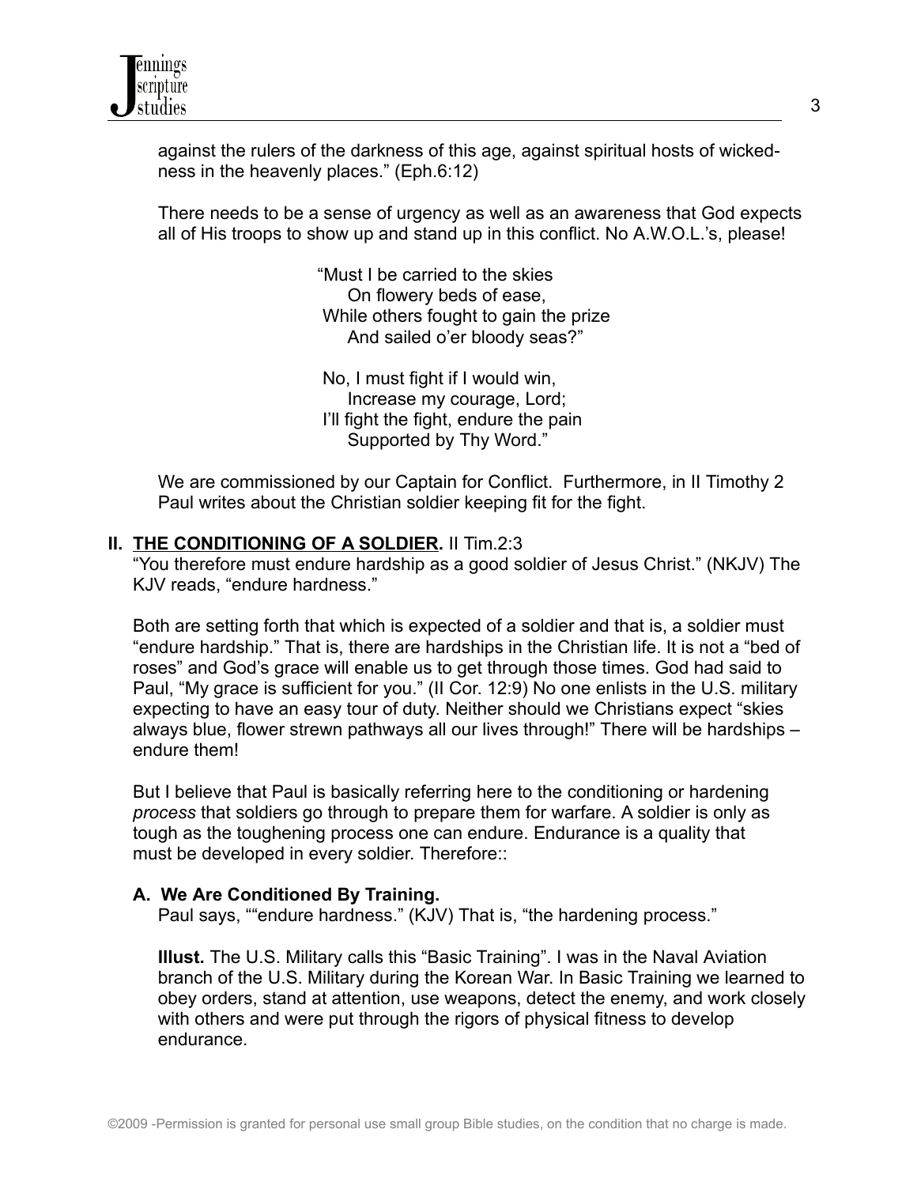against the rulers of the darkness of this age, against spiritual hosts of wickedness in the heavenly places." (Eph.6:12)

There needs to be a sense of urgency as well as an awareness that God expects all of His troops to show up and stand up in this conflict. No A.W.O.L.'s, please!

> "Must I be carried to the skies
> On flowery beds of ease,
> While others fought to gain the prize
> And sailed o'er bloody seas?"
>
> No, I must fight if I would win,
> Increase my courage, Lord;
> I'll fight the fight, endure the pain
> Supported by Thy Word."

We are commissioned by our Captain for Conflict. Furthermore, in II Timothy 2 Paul writes about the Christian soldier keeping fit for the fight.

## II. <u>THE CONDITIONING OF A SOLDIER.</u> II Tim.2:3

"You therefore must endure hardship as a good soldier of Jesus Christ." (NKJV) The KJV reads, "endure hardness."

Both are setting forth that which is expected of a soldier and that is, a soldier must "endure hardship." That is, there are hardships in the Christian life. It is not a "bed of roses" and God's grace will enable us to get through those times. God had said to Paul, "My grace is sufficient for you." (II Cor. 12:9) No one enlists in the U.S. military expecting to have an easy tour of duty. Neither should we Christians expect "skies always blue, flower strewn pathways all our lives through!" There will be hardships – endure them!

But I believe that Paul is basically referring here to the conditioning or hardening *process* that soldiers go through to prepare them for warfare. A soldier is only as tough as the toughening process one can endure. Endurance is a quality that must be developed in every soldier. Therefore::

### A. We Are Conditioned By Training.

Paul says, ""endure hardness." (KJV) That is, "the hardening process."

**Illust.** The U.S. Military calls this "Basic Training". I was in the Naval Aviation branch of the U.S. Military during the Korean War. In Basic Training we learned to obey orders, stand at attention, use weapons, detect the enemy, and work closely with others and were put through the rigors of physical fitness to develop endurance.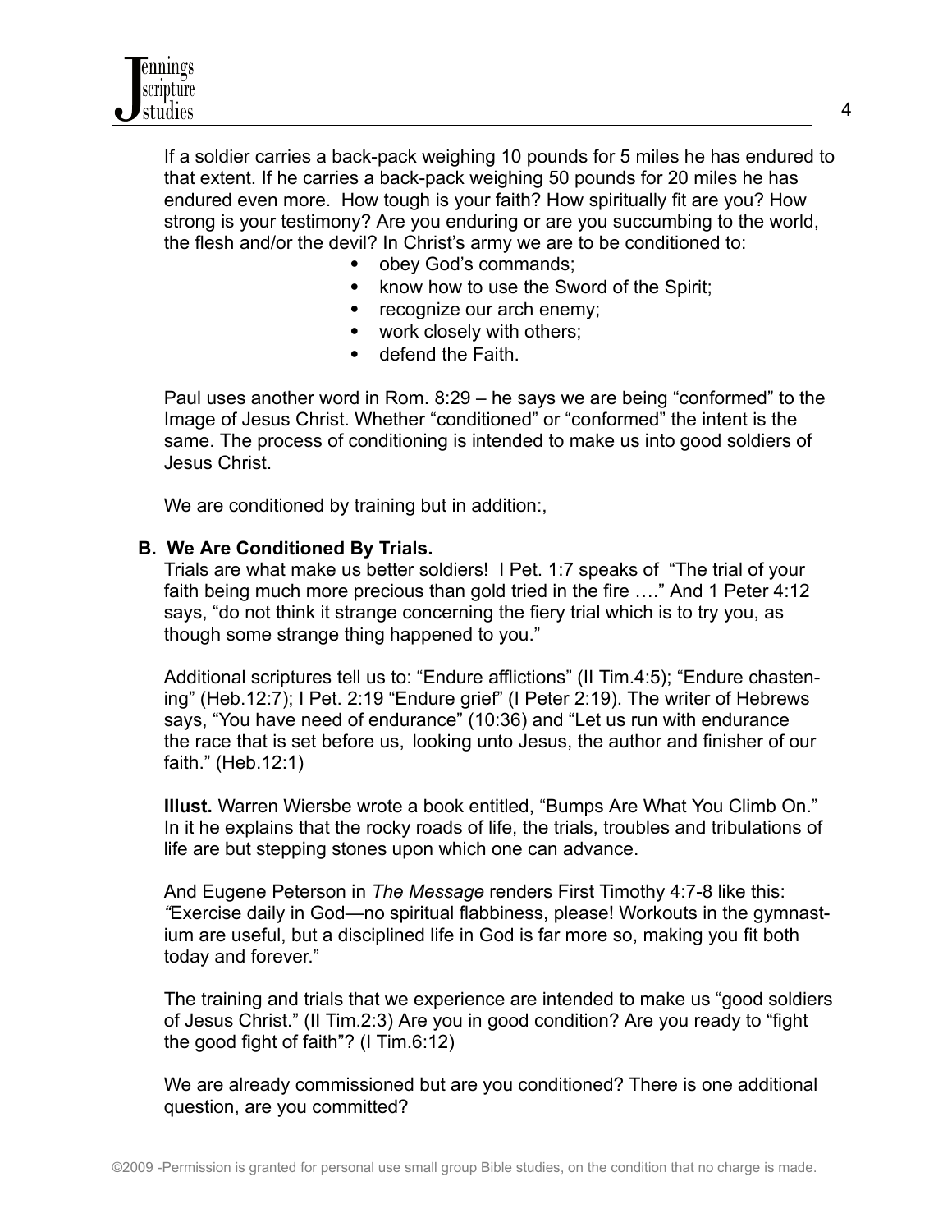If a soldier carries a back-pack weighing 10 pounds for 5 miles he has endured to that extent. If he carries a back-pack weighing 50 pounds for 20 miles he has endured even more. How tough is your faith? How spiritually fit are you? How strong is your testimony? Are you enduring or are you succumbing to the world, the flesh and/or the devil? In Christ's army we are to be conditioned to:

- obey God's commands;
- know how to use the Sword of the Spirit;
- recognize our arch enemy;
- work closely with others;
- defend the Faith.

Paul uses another word in Rom. 8:29 – he says we are being "conformed" to the Image of Jesus Christ. Whether "conditioned" or "conformed" the intent is the same. The process of conditioning is intended to make us into good soldiers of Jesus Christ.

We are conditioned by training but in addition:,

### B. We Are Conditioned By Trials.

Trials are what make us better soldiers! I Pet. 1:7 speaks of "The trial of your faith being much more precious than gold tried in the fire …." And 1 Peter 4:12 says, "do not think it strange concerning the fiery trial which is to try you, as though some strange thing happened to you."

Additional scriptures tell us to: "Endure afflictions" (II Tim.4:5); "Endure chastening" (Heb.12:7); I Pet. 2:19 "Endure grief" (I Peter 2:19). The writer of Hebrews says, "You have need of endurance" (10:36) and "Let us run with endurance the race that is set before us, looking unto Jesus, the author and finisher of our faith." (Heb.12:1)

**Illust.** Warren Wiersbe wrote a book entitled, "Bumps Are What You Climb On." In it he explains that the rocky roads of life, the trials, troubles and tribulations of life are but stepping stones upon which one can advance.

And Eugene Peterson in *The Message* renders First Timothy 4:7-8 like this: *"*Exercise daily in God—no spiritual flabbiness, please! Workouts in the gymnastium are useful, but a disciplined life in God is far more so, making you fit both today and forever."

The training and trials that we experience are intended to make us "good soldiers of Jesus Christ." (II Tim.2:3) Are you in good condition? Are you ready to "fight the good fight of faith"? (I Tim.6:12)

We are already commissioned but are you conditioned? There is one additional question, are you committed?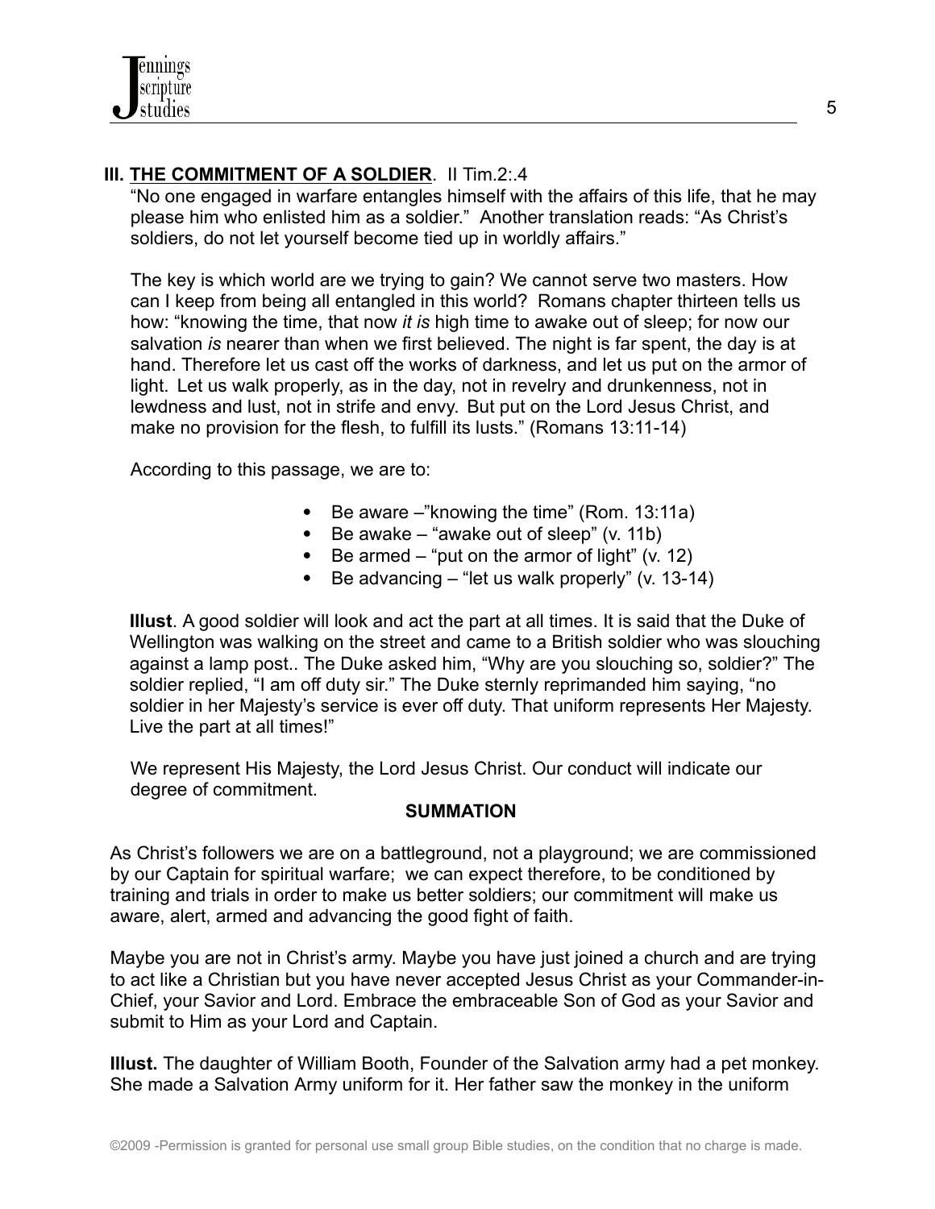## III. <u>THE COMMITMENT OF A SOLDIER</u>. II Tim.2:.4

"No one engaged in warfare entangles himself with the affairs of this life, that he may please him who enlisted him as a soldier." Another translation reads: "As Christ's soldiers, do not let yourself become tied up in worldly affairs."

The key is which world are we trying to gain? We cannot serve two masters. How can I keep from being all entangled in this world? Romans chapter thirteen tells us how: "knowing the time, that now *it is* high time to awake out of sleep; for now our salvation *is* nearer than when we first believed. The night is far spent, the day is at hand. Therefore let us cast off the works of darkness, and let us put on the armor of light. Let us walk properly, as in the day, not in revelry and drunkenness, not in lewdness and lust, not in strife and envy. But put on the Lord Jesus Christ, and make no provision for the flesh, to fulfill its lusts." (Romans 13:11-14)

According to this passage, we are to:

- Be aware –"knowing the time" (Rom. 13:11a)
- Be awake – "awake out of sleep" (v. 11b)
- Be armed – "put on the armor of light" (v. 12)
- Be advancing – "let us walk properly" (v. 13-14)

**Illust**. A good soldier will look and act the part at all times. It is said that the Duke of Wellington was walking on the street and came to a British soldier who was slouching against a lamp post.. The Duke asked him, "Why are you slouching so, soldier?" The soldier replied, "I am off duty sir." The Duke sternly reprimanded him saying, "no soldier in her Majesty's service is ever off duty. That uniform represents Her Majesty. Live the part at all times!"

We represent His Majesty, the Lord Jesus Christ. Our conduct will indicate our degree of commitment.

**SUMMATION**

As Christ's followers we are on a battleground, not a playground; we are commissioned by our Captain for spiritual warfare; we can expect therefore, to be conditioned by training and trials in order to make us better soldiers; our commitment will make us aware, alert, armed and advancing the good fight of faith.

Maybe you are not in Christ's army. Maybe you have just joined a church and are trying to act like a Christian but you have never accepted Jesus Christ as your Commander-in-Chief, your Savior and Lord. Embrace the embraceable Son of God as your Savior and submit to Him as your Lord and Captain.

**Illust.** The daughter of William Booth, Founder of the Salvation army had a pet monkey. She made a Salvation Army uniform for it. Her father saw the monkey in the uniform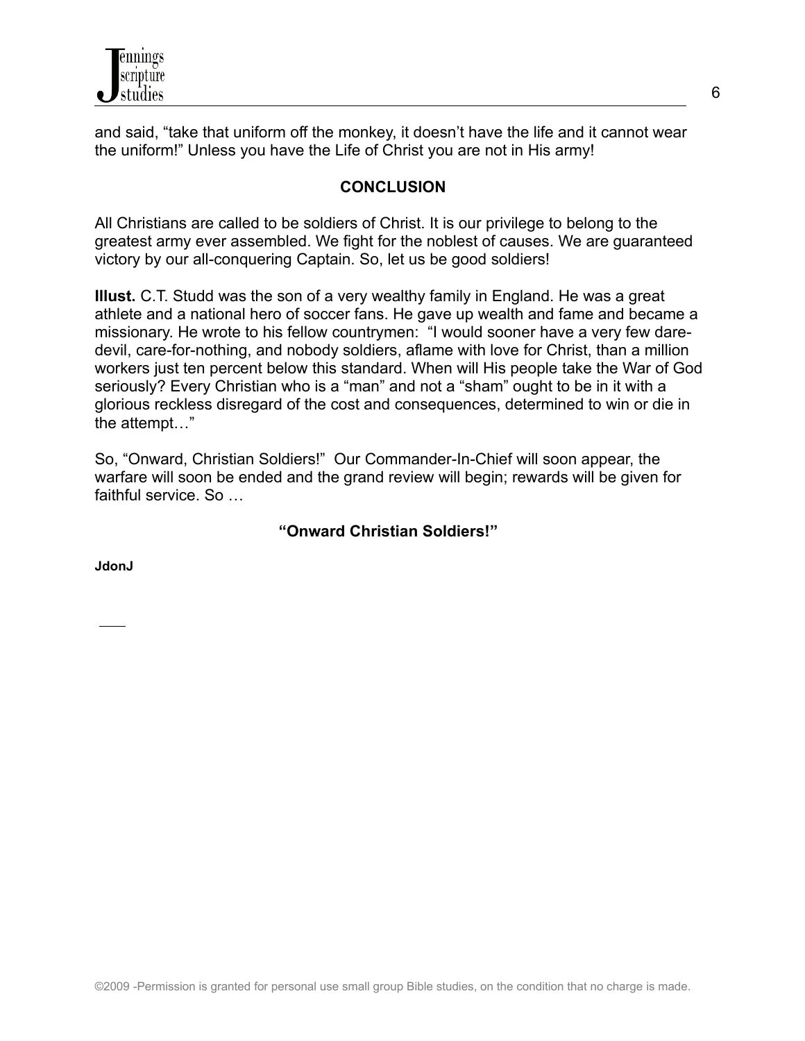and said, "take that uniform off the monkey, it doesn't have the life and it cannot wear the uniform!" Unless you have the Life of Christ you are not in His army!

## CONCLUSION

All Christians are called to be soldiers of Christ. It is our privilege to belong to the greatest army ever assembled. We fight for the noblest of causes. We are guaranteed victory by our all-conquering Captain. So, let us be good soldiers!

**Illust.** C.T. Studd was the son of a very wealthy family in England. He was a great athlete and a national hero of soccer fans. He gave up wealth and fame and became a missionary. He wrote to his fellow countrymen: "I would sooner have a very few dare-devil, care-for-nothing, and nobody soldiers, aflame with love for Christ, than a million workers just ten percent below this standard. When will His people take the War of God seriously? Every Christian who is a "man" and not a "sham" ought to be in it with a glorious reckless disregard of the cost and consequences, determined to win or die in the attempt…"

So, "Onward, Christian Soldiers!" Our Commander-In-Chief will soon appear, the warfare will soon be ended and the grand review will begin; rewards will be given for faithful service. So …

**"Onward Christian Soldiers!"**

**JdonJ**

©2009 -Permission is granted for personal use small group Bible studies, on the condition that no charge is made.